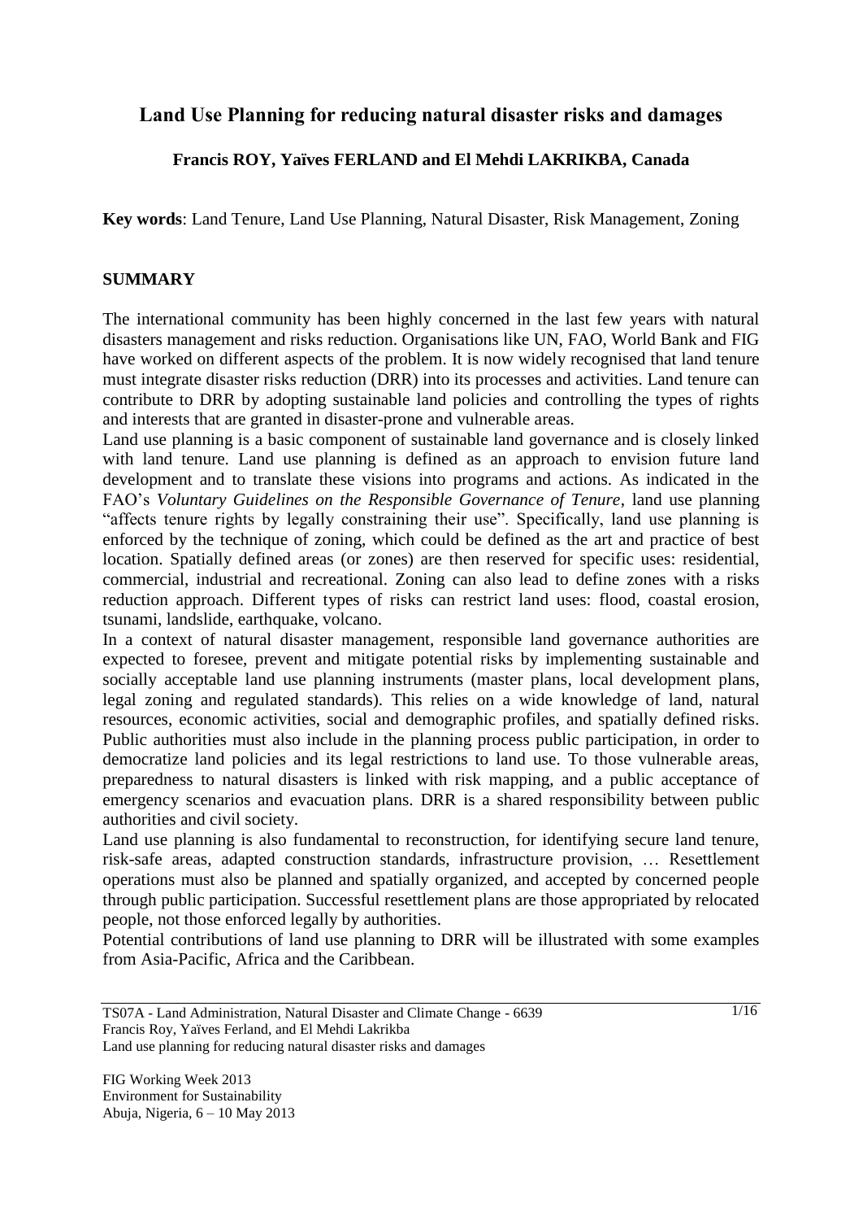# Land Use Planning for reducing natural disaster risks and damages

**Francis ROY, Yaïves FERLAND and El Mehdi LAKRIKBA, Canada**

**Key words**: Land Tenure, Land Use Planning, Natural Disaster, Risk Management, Zoning

## SUMMARY

The international community has been highly concerned in the last few years with natural disasters management and risks reduction. Organisations like UN, FAO, World Bank and FIG have worked on different aspects of the problem. It is now widely recognised that land tenure must integrate disaster risks reduction (DRR) into its processes and activities. Land tenure can contribute to DRR by adopting sustainable land policies and controlling the types of rights and interests that are granted in disaster-prone and vulnerable areas.

Land use planning is a basic component of sustainable land governance and is closely linked with land tenure. Land use planning is defined as an approach to envision future land development and to translate these visions into programs and actions. As indicated in the FAO's *Voluntary Guidelines on the Responsible Governance of Tenure*, land use planning "affects tenure rights by legally constraining their use". Specifically, land use planning is enforced by the technique of zoning, which could be defined as the art and practice of best location. Spatially defined areas (or zones) are then reserved for specific uses: residential, commercial, industrial and recreational. Zoning can also lead to define zones with a risks reduction approach. Different types of risks can restrict land uses: flood, coastal erosion, tsunami, landslide, earthquake, volcano.

In a context of natural disaster management, responsible land governance authorities are expected to foresee, prevent and mitigate potential risks by implementing sustainable and socially acceptable land use planning instruments (master plans, local development plans, legal zoning and regulated standards). This relies on a wide knowledge of land, natural resources, economic activities, social and demographic profiles, and spatially defined risks. Public authorities must also include in the planning process public participation, in order to democratize land policies and its legal restrictions to land use. To those vulnerable areas, preparedness to natural disasters is linked with risk mapping, and a public acceptance of emergency scenarios and evacuation plans. DRR is a shared responsibility between public authorities and civil society.

Land use planning is also fundamental to reconstruction, for identifying secure land tenure, risk-safe areas, adapted construction standards, infrastructure provision, … Resettlement operations must also be planned and spatially organized, and accepted by concerned people through public participation. Successful resettlement plans are those appropriated by relocated people, not those enforced legally by authorities.

Potential contributions of land use planning to DRR will be illustrated with some examples from Asia-Pacific, Africa and the Caribbean.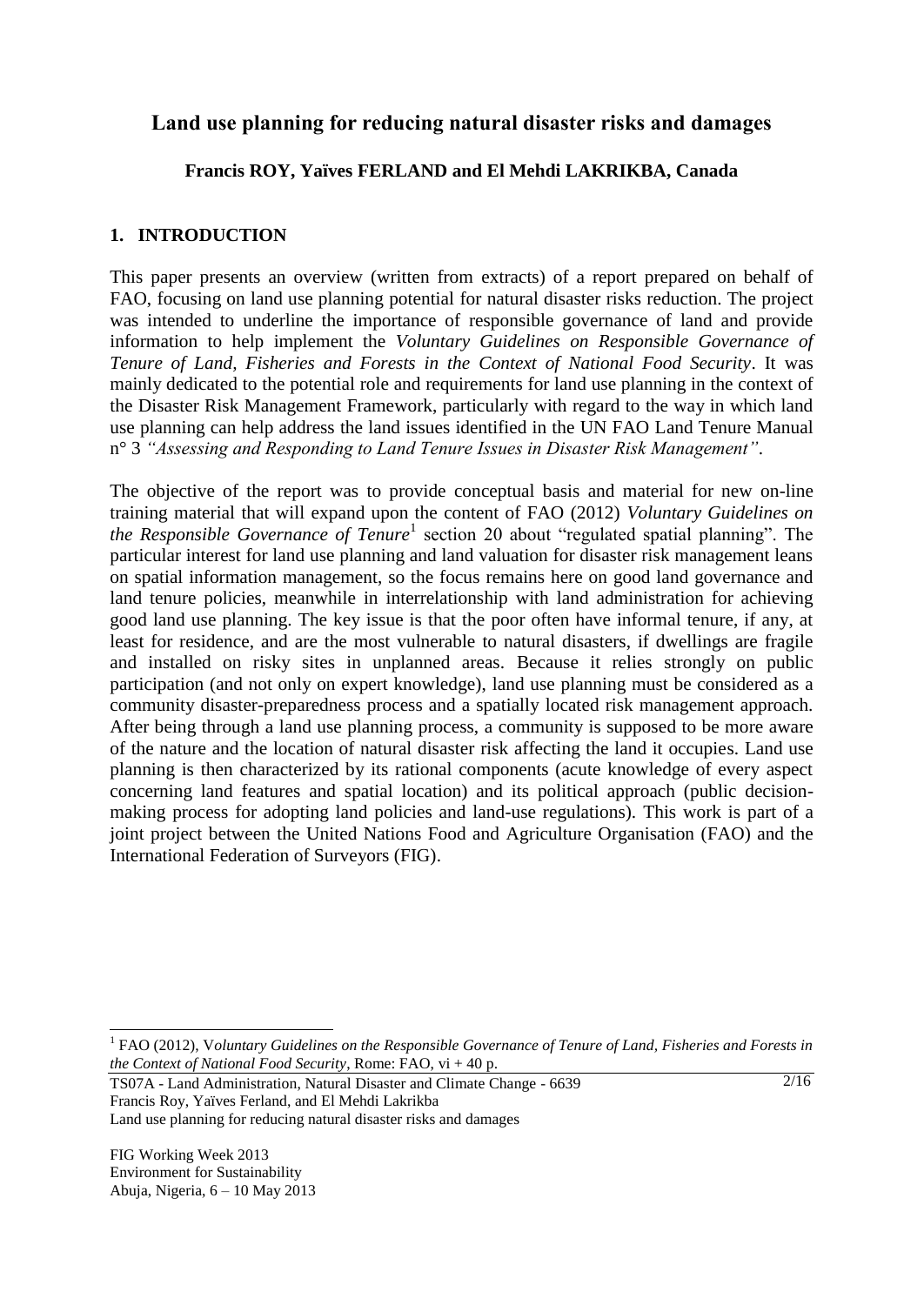# Land use planning for reducing natural disaster risks and damages

**Francis ROY, Yaïves FERLAND and El Mehdi LAKRIKBA, Canada**

## 1. INTRODUCTION

This paper presents an overview (written from extracts) of a report prepared on behalf of FAO, focusing on land use planning potential for natural disaster risks reduction. The project was intended to underline the importance of responsible governance of land and provide information to help implement the *Voluntary Guidelines on Responsible Governance of Tenure of Land, Fisheries and Forests in the Context of National Food Security*. It was mainly dedicated to the potential role and requirements for land use planning in the context of the Disaster Risk Management Framework, particularly with regard to the way in which land use planning can help address the land issues identified in the UN FAO Land Tenure Manual n° 3 *"Assessing and Responding to Land Tenure Issues in Disaster Risk Management"*.

The objective of the report was to provide conceptual basis and material for new on-line training material that will expand upon the content of FAO (2012) *Voluntary Guidelines on the Responsible Governance of Tenure*[1] section 20 about "regulated spatial planning". The particular interest for land use planning and land valuation for disaster risk management leans on spatial information management, so the focus remains here on good land governance and land tenure policies, meanwhile in interrelationship with land administration for achieving good land use planning. The key issue is that the poor often have informal tenure, if any, at least for residence, and are the most vulnerable to natural disasters, if dwellings are fragile and installed on risky sites in unplanned areas. Because it relies strongly on public participation (and not only on expert knowledge), land use planning must be considered as a community disaster-preparedness process and a spatially located risk management approach. After being through a land use planning process, a community is supposed to be more aware of the nature and the location of natural disaster risk affecting the land it occupies. Land use planning is then characterized by its rational components (acute knowledge of every aspect concerning land features and spatial location) and its political approach (public decision-making process for adopting land policies and land-use regulations). This work is part of a joint project between the United Nations Food and Agriculture Organisation (FAO) and the International Federation of Surveyors (FIG).

[1] FAO (2012), V*oluntary Guidelines on the Responsible Governance of Tenure of Land, Fisheries and Forests in the Context of National Food Security*, Rome: FAO, vi + 40 p.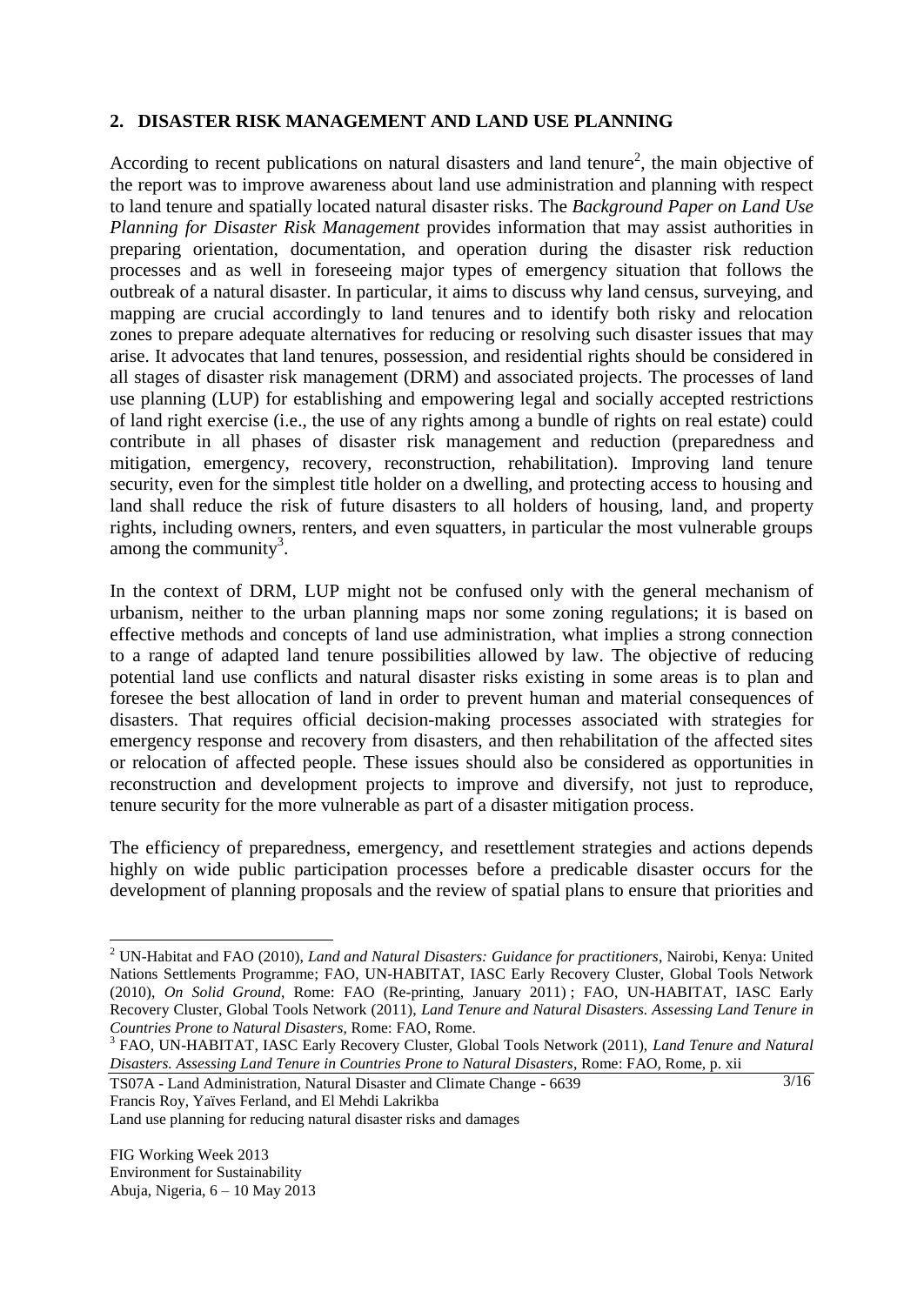## 2. DISASTER RISK MANAGEMENT AND LAND USE PLANNING

According to recent publications on natural disasters and land tenure[2], the main objective of the report was to improve awareness about land use administration and planning with respect to land tenure and spatially located natural disaster risks. The *Background Paper on Land Use Planning for Disaster Risk Management* provides information that may assist authorities in preparing orientation, documentation, and operation during the disaster risk reduction processes and as well in foreseeing major types of emergency situation that follows the outbreak of a natural disaster. In particular, it aims to discuss why land census, surveying, and mapping are crucial accordingly to land tenures and to identify both risky and relocation zones to prepare adequate alternatives for reducing or resolving such disaster issues that may arise. It advocates that land tenures, possession, and residential rights should be considered in all stages of disaster risk management (DRM) and associated projects. The processes of land use planning (LUP) for establishing and empowering legal and socially accepted restrictions of land right exercise (i.e., the use of any rights among a bundle of rights on real estate) could contribute in all phases of disaster risk management and reduction (preparedness and mitigation, emergency, recovery, reconstruction, rehabilitation). Improving land tenure security, even for the simplest title holder on a dwelling, and protecting access to housing and land shall reduce the risk of future disasters to all holders of housing, land, and property rights, including owners, renters, and even squatters, in particular the most vulnerable groups among the community[3].

In the context of DRM, LUP might not be confused only with the general mechanism of urbanism, neither to the urban planning maps nor some zoning regulations; it is based on effective methods and concepts of land use administration, what implies a strong connection to a range of adapted land tenure possibilities allowed by law. The objective of reducing potential land use conflicts and natural disaster risks existing in some areas is to plan and foresee the best allocation of land in order to prevent human and material consequences of disasters. That requires official decision-making processes associated with strategies for emergency response and recovery from disasters, and then rehabilitation of the affected sites or relocation of affected people. These issues should also be considered as opportunities in reconstruction and development projects to improve and diversify, not just to reproduce, tenure security for the more vulnerable as part of a disaster mitigation process.

The efficiency of preparedness, emergency, and resettlement strategies and actions depends highly on wide public participation processes before a predicable disaster occurs for the development of planning proposals and the review of spatial plans to ensure that priorities and

---

[2] UN-Habitat and FAO (2010), *Land and Natural Disasters: Guidance for practitioners*, Nairobi, Kenya: United Nations Settlements Programme; FAO, UN-HABITAT, IASC Early Recovery Cluster, Global Tools Network (2010), *On Solid Ground*, Rome: FAO (Re-printing, January 2011) ; FAO, UN-HABITAT, IASC Early Recovery Cluster, Global Tools Network (2011), *Land Tenure and Natural Disasters. Assessing Land Tenure in Countries Prone to Natural Disasters*, Rome: FAO, Rome.

[3] FAO, UN-HABITAT, IASC Early Recovery Cluster, Global Tools Network (2011), *Land Tenure and Natural Disasters. Assessing Land Tenure in Countries Prone to Natural Disasters*, Rome: FAO, Rome, p. xii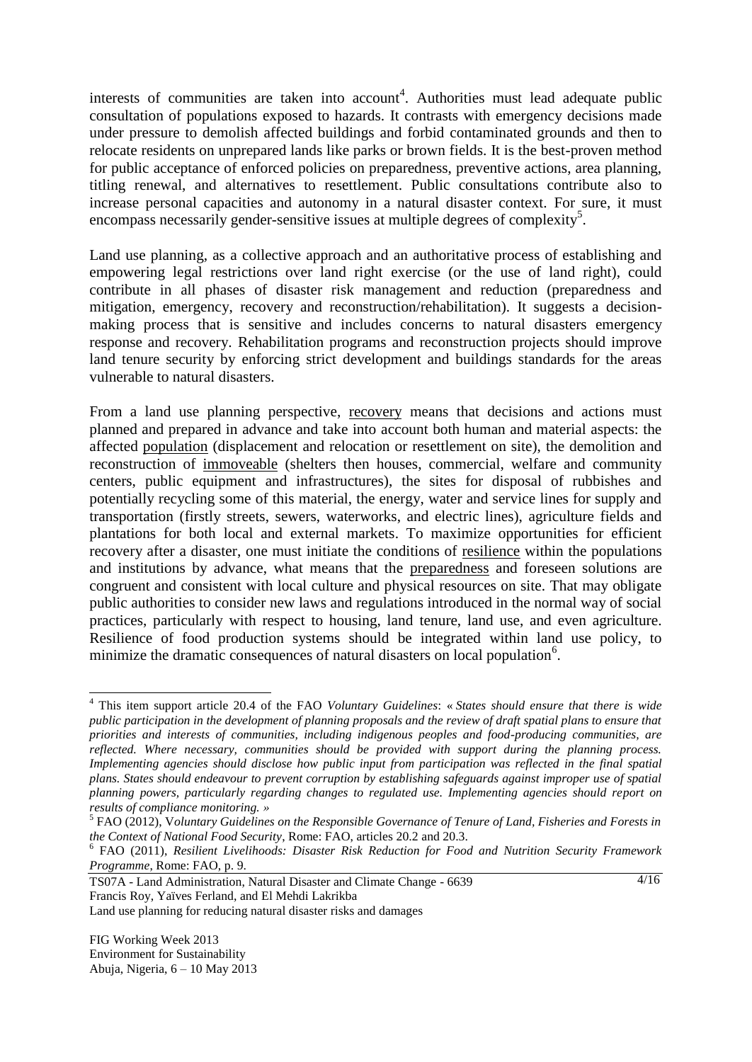interests of communities are taken into account[4]. Authorities must lead adequate public consultation of populations exposed to hazards. It contrasts with emergency decisions made under pressure to demolish affected buildings and forbid contaminated grounds and then to relocate residents on unprepared lands like parks or brown fields. It is the best-proven method for public acceptance of enforced policies on preparedness, preventive actions, area planning, titling renewal, and alternatives to resettlement. Public consultations contribute also to increase personal capacities and autonomy in a natural disaster context. For sure, it must encompass necessarily gender-sensitive issues at multiple degrees of complexity[5].

Land use planning, as a collective approach and an authoritative process of establishing and empowering legal restrictions over land right exercise (or the use of land right), could contribute in all phases of disaster risk management and reduction (preparedness and mitigation, emergency, recovery and reconstruction/rehabilitation). It suggests a decision-making process that is sensitive and includes concerns to natural disasters emergency response and recovery. Rehabilitation programs and reconstruction projects should improve land tenure security by enforcing strict development and buildings standards for the areas vulnerable to natural disasters.

From a land use planning perspective, <u>recovery</u> means that decisions and actions must planned and prepared in advance and take into account both human and material aspects: the affected <u>population</u> (displacement and relocation or resettlement on site), the demolition and reconstruction of <u>immoveable</u> (shelters then houses, commercial, welfare and community centers, public equipment and infrastructures), the sites for disposal of rubbishes and potentially recycling some of this material, the energy, water and service lines for supply and transportation (firstly streets, sewers, waterworks, and electric lines), agriculture fields and plantations for both local and external markets. To maximize opportunities for efficient recovery after a disaster, one must initiate the conditions of <u>resilience</u> within the populations and institutions by advance, what means that the <u>preparedness</u> and foreseen solutions are congruent and consistent with local culture and physical resources on site. That may obligate public authorities to consider new laws and regulations introduced in the normal way of social practices, particularly with respect to housing, land tenure, land use, and even agriculture. Resilience of food production systems should be integrated within land use policy, to minimize the dramatic consequences of natural disasters on local population[6].

---

[4] This item support article 20.4 of the FAO *Voluntary Guidelines*: « *States should ensure that there is wide public participation in the development of planning proposals and the review of draft spatial plans to ensure that priorities and interests of communities, including indigenous peoples and food-producing communities, are reflected. Where necessary, communities should be provided with support during the planning process. Implementing agencies should disclose how public input from participation was reflected in the final spatial plans. States should endeavour to prevent corruption by establishing safeguards against improper use of spatial planning powers, particularly regarding changes to regulated use. Implementing agencies should report on results of compliance monitoring.* »

[5] FAO (2012), *Voluntary Guidelines on the Responsible Governance of Tenure of Land, Fisheries and Forests in the Context of National Food Security*, Rome: FAO, articles 20.2 and 20.3.

[6] FAO (2011), *Resilient Livelihoods: Disaster Risk Reduction for Food and Nutrition Security Framework Programme*, Rome: FAO, p. 9.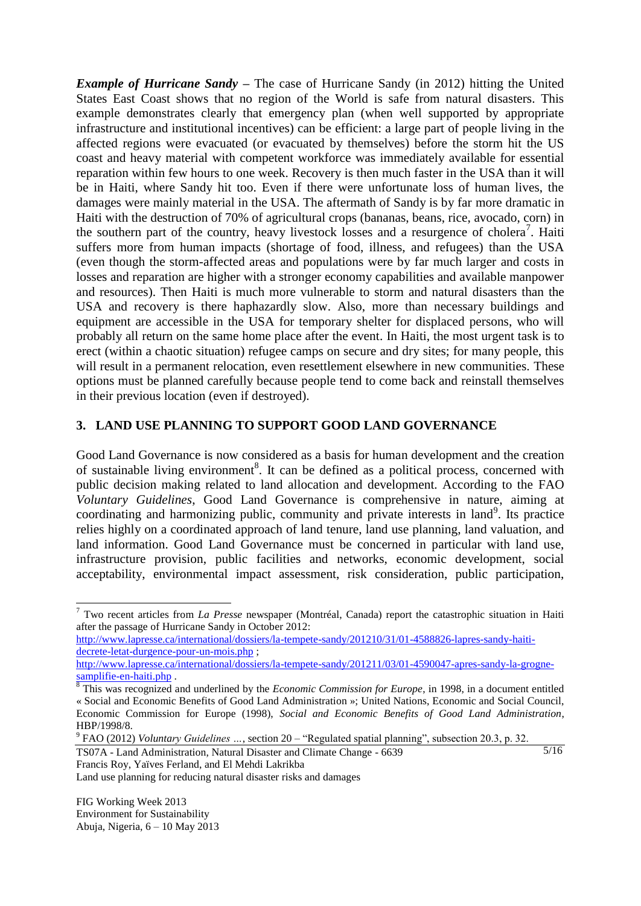***Example of Hurricane Sandy*** – The case of Hurricane Sandy (in 2012) hitting the United States East Coast shows that no region of the World is safe from natural disasters. This example demonstrates clearly that emergency plan (when well supported by appropriate infrastructure and institutional incentives) can be efficient: a large part of people living in the affected regions were evacuated (or evacuated by themselves) before the storm hit the US coast and heavy material with competent workforce was immediately available for essential reparation within few hours to one week. Recovery is then much faster in the USA than it will be in Haiti, where Sandy hit too. Even if there were unfortunate loss of human lives, the damages were mainly material in the USA. The aftermath of Sandy is by far more dramatic in Haiti with the destruction of 70% of agricultural crops (bananas, beans, rice, avocado, corn) in the southern part of the country, heavy livestock losses and a resurgence of cholera[7]. Haiti suffers more from human impacts (shortage of food, illness, and refugees) than the USA (even though the storm-affected areas and populations were by far much larger and costs in losses and reparation are higher with a stronger economy capabilities and available manpower and resources). Then Haiti is much more vulnerable to storm and natural disasters than the USA and recovery is there haphazardly slow. Also, more than necessary buildings and equipment are accessible in the USA for temporary shelter for displaced persons, who will probably all return on the same home place after the event. In Haiti, the most urgent task is to erect (within a chaotic situation) refugee camps on secure and dry sites; for many people, this will result in a permanent relocation, even resettlement elsewhere in new communities. These options must be planned carefully because people tend to come back and reinstall themselves in their previous location (even if destroyed).

## 3. LAND USE PLANNING TO SUPPORT GOOD LAND GOVERNANCE

Good Land Governance is now considered as a basis for human development and the creation of sustainable living environment[8]. It can be defined as a political process, concerned with public decision making related to land allocation and development. According to the FAO *Voluntary Guidelines*, Good Land Governance is comprehensive in nature, aiming at coordinating and harmonizing public, community and private interests in land[9]. Its practice relies highly on a coordinated approach of land tenure, land use planning, land valuation, and land information. Good Land Governance must be concerned in particular with land use, infrastructure provision, public facilities and networks, economic development, social acceptability, environmental impact assessment, risk consideration, public participation,

---

[7] Two recent articles from *La Presse* newspaper (Montréal, Canada) report the catastrophic situation in Haiti after the passage of Hurricane Sandy in October 2012: http://www.lapresse.ca/international/dossiers/la-tempete-sandy/201210/31/01-4588826-lapres-sandy-haiti-decrete-letat-durgence-pour-un-mois.php ; http://www.lapresse.ca/international/dossiers/la-tempete-sandy/201211/03/01-4590047-apres-sandy-la-grogne-samplifie-en-haiti.php .

[8] This was recognized and underlined by the *Economic Commission for Europe*, in 1998, in a document entitled « Social and Economic Benefits of Good Land Administration »; United Nations, Economic and Social Council, Economic Commission for Europe (1998), *Social and Economic Benefits of Good Land Administration*, HBP/1998/8.

[9] FAO (2012) *Voluntary Guidelines …*, section 20 – "Regulated spatial planning", subsection 20.3, p. 32.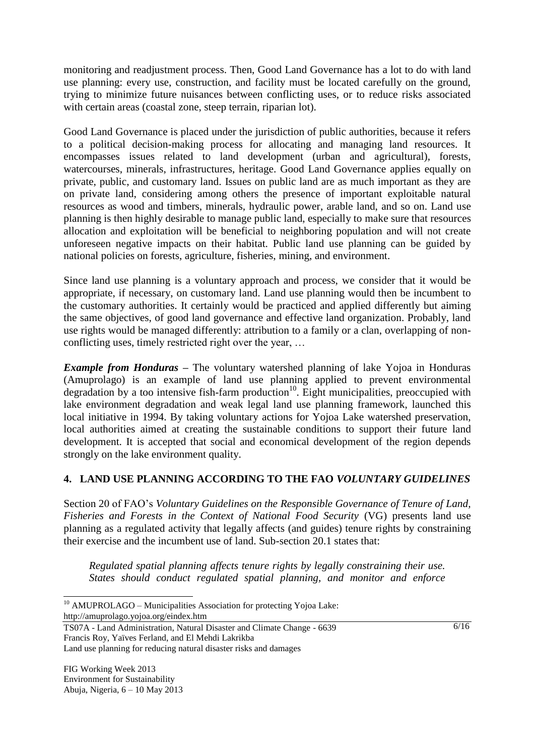monitoring and readjustment process. Then, Good Land Governance has a lot to do with land use planning: every use, construction, and facility must be located carefully on the ground, trying to minimize future nuisances between conflicting uses, or to reduce risks associated with certain areas (coastal zone, steep terrain, riparian lot).

Good Land Governance is placed under the jurisdiction of public authorities, because it refers to a political decision-making process for allocating and managing land resources. It encompasses issues related to land development (urban and agricultural), forests, watercourses, minerals, infrastructures, heritage. Good Land Governance applies equally on private, public, and customary land. Issues on public land are as much important as they are on private land, considering among others the presence of important exploitable natural resources as wood and timbers, minerals, hydraulic power, arable land, and so on. Land use planning is then highly desirable to manage public land, especially to make sure that resources allocation and exploitation will be beneficial to neighboring population and will not create unforeseen negative impacts on their habitat. Public land use planning can be guided by national policies on forests, agriculture, fisheries, mining, and environment.

Since land use planning is a voluntary approach and process, we consider that it would be appropriate, if necessary, on customary land. Land use planning would then be incumbent to the customary authorities. It certainly would be practiced and applied differently but aiming the same objectives, of good land governance and effective land organization. Probably, land use rights would be managed differently: attribution to a family or a clan, overlapping of non-conflicting uses, timely restricted right over the year, …

***Example from Honduras*** – The voluntary watershed planning of lake Yojoa in Honduras (Amuprolago) is an example of land use planning applied to prevent environmental degradation by a too intensive fish-farm production[10]. Eight municipalities, preoccupied with lake environment degradation and weak legal land use planning framework, launched this local initiative in 1994. By taking voluntary actions for Yojoa Lake watershed preservation, local authorities aimed at creating the sustainable conditions to support their future land development. It is accepted that social and economical development of the region depends strongly on the lake environment quality.

## 4. LAND USE PLANNING ACCORDING TO THE FAO *VOLUNTARY GUIDELINES*

Section 20 of FAO's *Voluntary Guidelines on the Responsible Governance of Tenure of Land, Fisheries and Forests in the Context of National Food Security* (VG) presents land use planning as a regulated activity that legally affects (and guides) tenure rights by constraining their exercise and the incumbent use of land. Sub-section 20.1 states that:

> *Regulated spatial planning affects tenure rights by legally constraining their use. States should conduct regulated spatial planning, and monitor and enforce*

[10] AMUPROLAGO – Municipalities Association for protecting Yojoa Lake: http://amuprolago.yojoa.org/eindex.htm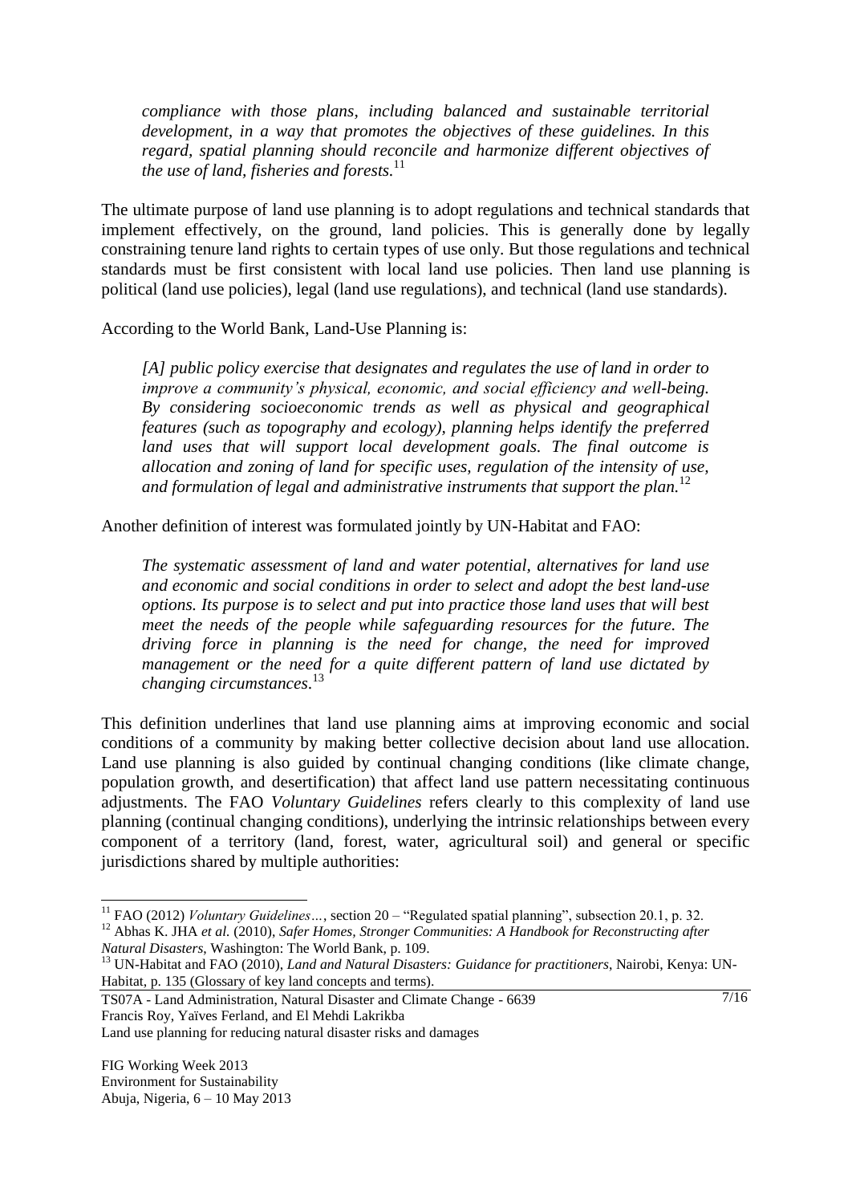> *compliance with those plans, including balanced and sustainable territorial development, in a way that promotes the objectives of these guidelines. In this regard, spatial planning should reconcile and harmonize different objectives of the use of land, fisheries and forests.*[11]

The ultimate purpose of land use planning is to adopt regulations and technical standards that implement effectively, on the ground, land policies. This is generally done by legally constraining tenure land rights to certain types of use only. But those regulations and technical standards must be first consistent with local land use policies. Then land use planning is political (land use policies), legal (land use regulations), and technical (land use standards).

According to the World Bank, Land-Use Planning is:

> *[A] public policy exercise that designates and regulates the use of land in order to improve a community's physical, economic, and social efficiency and well-being. By considering socioeconomic trends as well as physical and geographical features (such as topography and ecology), planning helps identify the preferred land uses that will support local development goals. The final outcome is allocation and zoning of land for specific uses, regulation of the intensity of use, and formulation of legal and administrative instruments that support the plan.*[12]

Another definition of interest was formulated jointly by UN-Habitat and FAO:

> *The systematic assessment of land and water potential, alternatives for land use and economic and social conditions in order to select and adopt the best land-use options. Its purpose is to select and put into practice those land uses that will best meet the needs of the people while safeguarding resources for the future. The driving force in planning is the need for change, the need for improved management or the need for a quite different pattern of land use dictated by changing circumstances.*[13]

This definition underlines that land use planning aims at improving economic and social conditions of a community by making better collective decision about land use allocation. Land use planning is also guided by continual changing conditions (like climate change, population growth, and desertification) that affect land use pattern necessitating continuous adjustments. The FAO *Voluntary Guidelines* refers clearly to this complexity of land use planning (continual changing conditions), underlying the intrinsic relationships between every component of a territory (land, forest, water, agricultural soil) and general or specific jurisdictions shared by multiple authorities:

---

[11] FAO (2012) *Voluntary Guidelines…*, section 20 – "Regulated spatial planning", subsection 20.1, p. 32.

[12] Abhas K. JHA *et al.* (2010), *Safer Homes, Stronger Communities: A Handbook for Reconstructing after Natural Disasters*, Washington: The World Bank, p. 109.

[13] UN-Habitat and FAO (2010), *Land and Natural Disasters: Guidance for practitioners*, Nairobi, Kenya: UN-Habitat, p. 135 (Glossary of key land concepts and terms).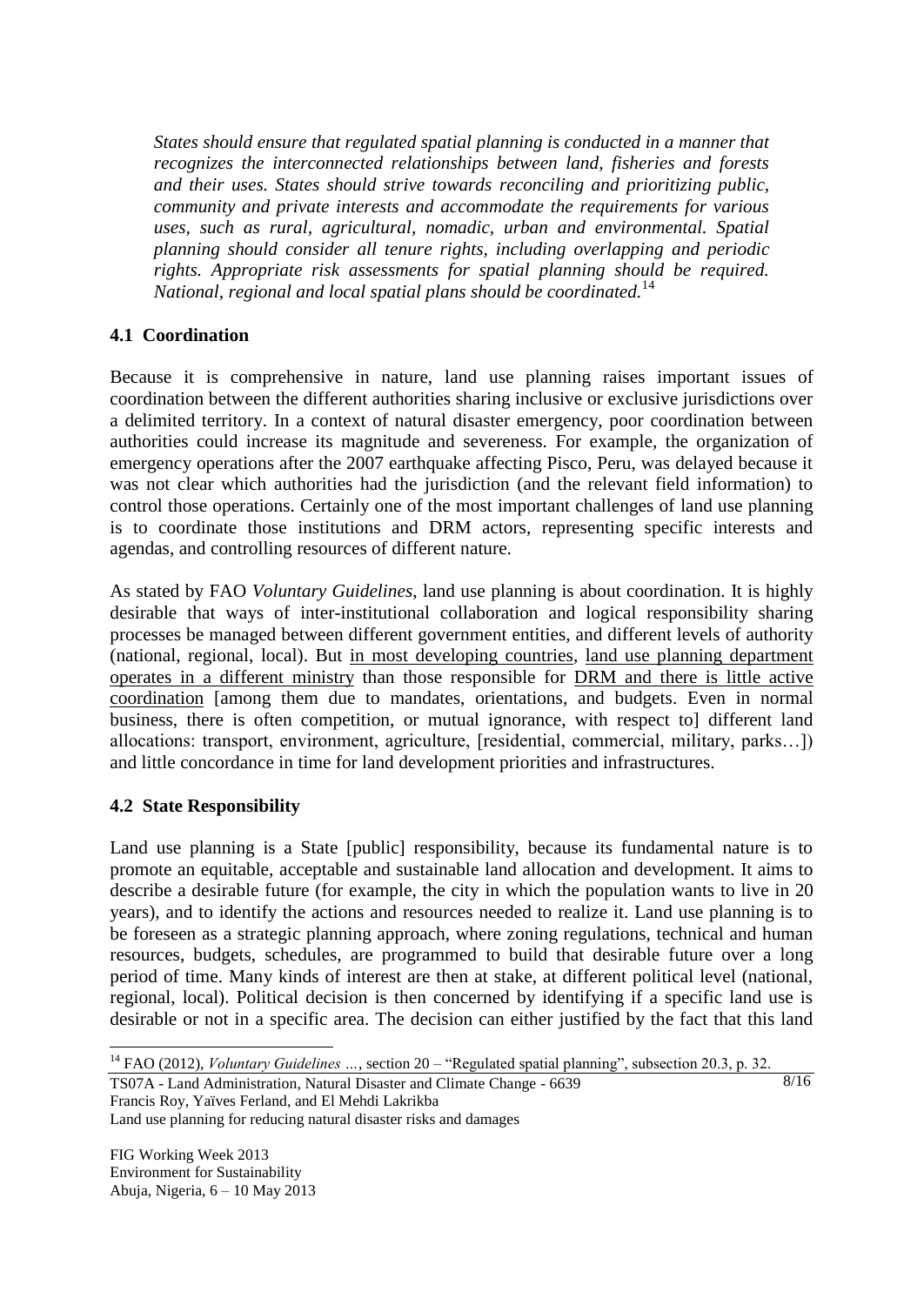*States should ensure that regulated spatial planning is conducted in a manner that recognizes the interconnected relationships between land, fisheries and forests and their uses. States should strive towards reconciling and prioritizing public, community and private interests and accommodate the requirements for various uses, such as rural, agricultural, nomadic, urban and environmental. Spatial planning should consider all tenure rights, including overlapping and periodic rights. Appropriate risk assessments for spatial planning should be required. National, regional and local spatial plans should be coordinated.*[14]

### 4.1 Coordination

Because it is comprehensive in nature, land use planning raises important issues of coordination between the different authorities sharing inclusive or exclusive jurisdictions over a delimited territory. In a context of natural disaster emergency, poor coordination between authorities could increase its magnitude and severeness. For example, the organization of emergency operations after the 2007 earthquake affecting Pisco, Peru, was delayed because it was not clear which authorities had the jurisdiction (and the relevant field information) to control those operations. Certainly one of the most important challenges of land use planning is to coordinate those institutions and DRM actors, representing specific interests and agendas, and controlling resources of different nature.

As stated by FAO *Voluntary Guidelines*, land use planning is about coordination. It is highly desirable that ways of inter-institutional collaboration and logical responsibility sharing processes be managed between different government entities, and different levels of authority (national, regional, local). But <u>in most developing countries</u>, <u>land use planning department operates in a different ministry</u> than those responsible for <u>DRM and there is little active coordination</u> [among them due to mandates, orientations, and budgets. Even in normal business, there is often competition, or mutual ignorance, with respect to] different land allocations: transport, environment, agriculture, [residential, commercial, military, parks…]) and little concordance in time for land development priorities and infrastructures.

### 4.2 State Responsibility

Land use planning is a State [public] responsibility, because its fundamental nature is to promote an equitable, acceptable and sustainable land allocation and development. It aims to describe a desirable future (for example, the city in which the population wants to live in 20 years), and to identify the actions and resources needed to realize it. Land use planning is to be foreseen as a strategic planning approach, where zoning regulations, technical and human resources, budgets, schedules, are programmed to build that desirable future over a long period of time. Many kinds of interest are then at stake, at different political level (national, regional, local). Political decision is then concerned by identifying if a specific land use is desirable or not in a specific area. The decision can either justified by the fact that this land

---

[14] FAO (2012), *Voluntary Guidelines …*, section 20 – "Regulated spatial planning", subsection 20.3, p. 32.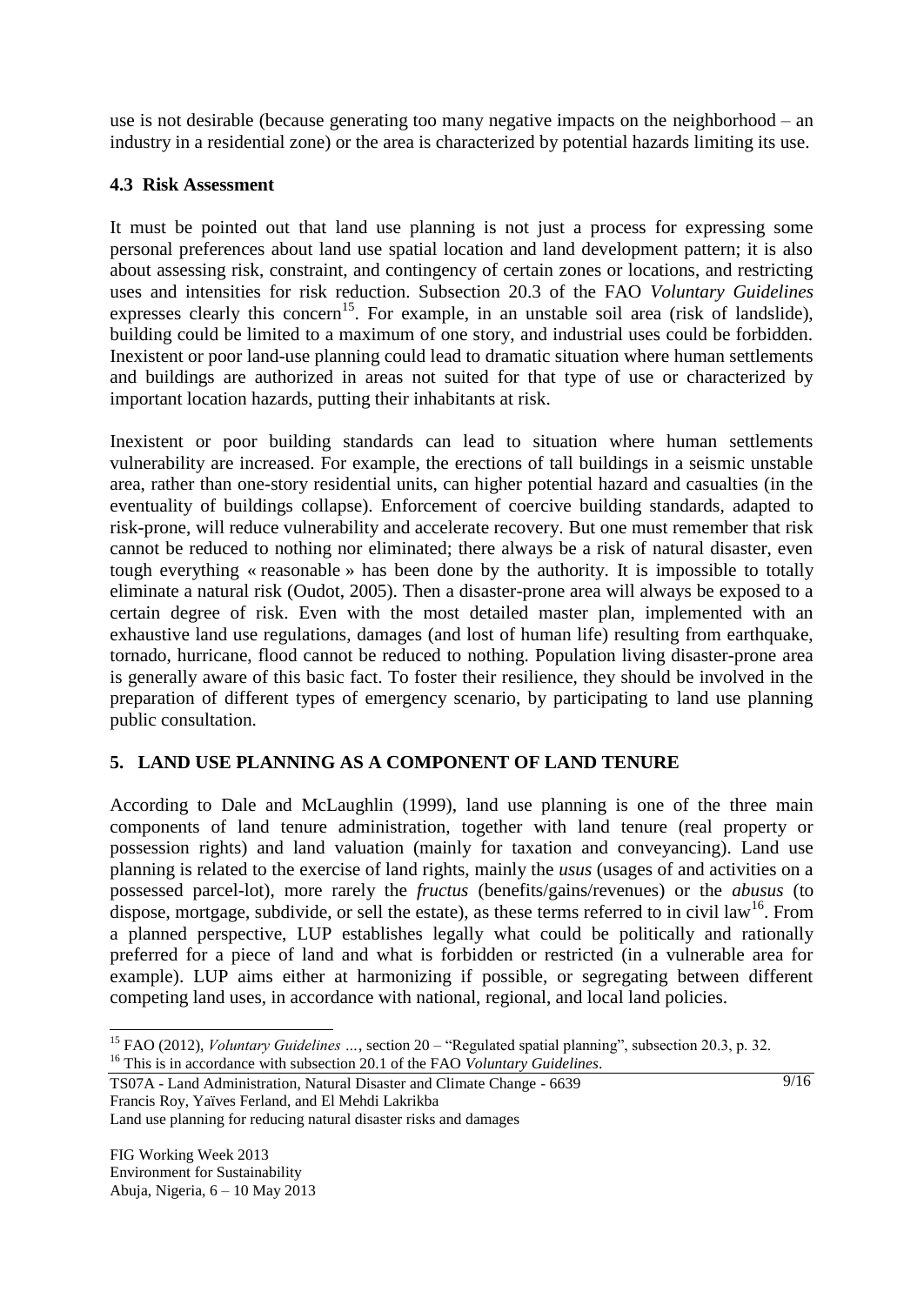use is not desirable (because generating too many negative impacts on the neighborhood – an industry in a residential zone) or the area is characterized by potential hazards limiting its use.

### 4.3 Risk Assessment

It must be pointed out that land use planning is not just a process for expressing some personal preferences about land use spatial location and land development pattern; it is also about assessing risk, constraint, and contingency of certain zones or locations, and restricting uses and intensities for risk reduction. Subsection 20.3 of the FAO *Voluntary Guidelines* expresses clearly this concern[15]. For example, in an unstable soil area (risk of landslide), building could be limited to a maximum of one story, and industrial uses could be forbidden. Inexistent or poor land-use planning could lead to dramatic situation where human settlements and buildings are authorized in areas not suited for that type of use or characterized by important location hazards, putting their inhabitants at risk.

Inexistent or poor building standards can lead to situation where human settlements vulnerability are increased. For example, the erections of tall buildings in a seismic unstable area, rather than one-story residential units, can higher potential hazard and casualties (in the eventuality of buildings collapse). Enforcement of coercive building standards, adapted to risk-prone, will reduce vulnerability and accelerate recovery. But one must remember that risk cannot be reduced to nothing nor eliminated; there always be a risk of natural disaster, even tough everything « reasonable » has been done by the authority. It is impossible to totally eliminate a natural risk (Oudot, 2005). Then a disaster-prone area will always be exposed to a certain degree of risk. Even with the most detailed master plan, implemented with an exhaustive land use regulations, damages (and lost of human life) resulting from earthquake, tornado, hurricane, flood cannot be reduced to nothing. Population living disaster-prone area is generally aware of this basic fact. To foster their resilience, they should be involved in the preparation of different types of emergency scenario, by participating to land use planning public consultation.

## 5. LAND USE PLANNING AS A COMPONENT OF LAND TENURE

According to Dale and McLaughlin (1999), land use planning is one of the three main components of land tenure administration, together with land tenure (real property or possession rights) and land valuation (mainly for taxation and conveyancing). Land use planning is related to the exercise of land rights, mainly the *usus* (usages of and activities on a possessed parcel-lot), more rarely the *fructus* (benefits/gains/revenues) or the *abusus* (to dispose, mortgage, subdivide, or sell the estate), as these terms referred to in civil law[16]. From a planned perspective, LUP establishes legally what could be politically and rationally preferred for a piece of land and what is forbidden or restricted (in a vulnerable area for example). LUP aims either at harmonizing if possible, or segregating between different competing land uses, in accordance with national, regional, and local land policies.

---

[15] FAO (2012), *Voluntary Guidelines …*, section 20 – "Regulated spatial planning", subsection 20.3, p. 32.

[16] This is in accordance with subsection 20.1 of the FAO *Voluntary Guidelines*.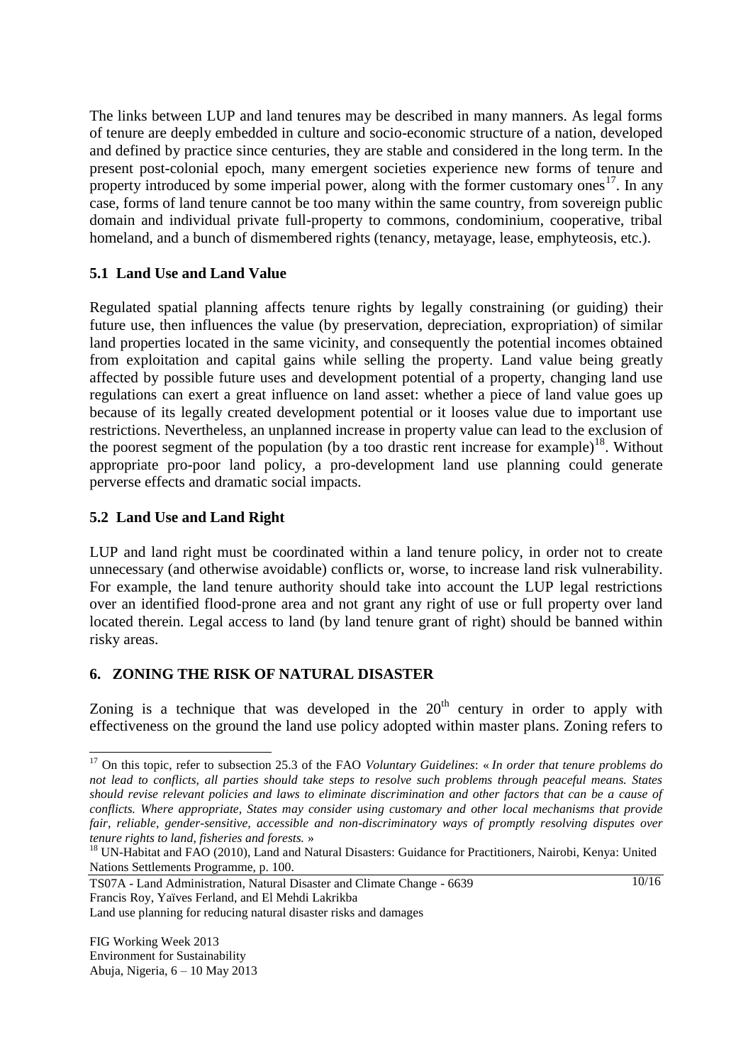The links between LUP and land tenures may be described in many manners. As legal forms of tenure are deeply embedded in culture and socio-economic structure of a nation, developed and defined by practice since centuries, they are stable and considered in the long term. In the present post-colonial epoch, many emergent societies experience new forms of tenure and property introduced by some imperial power, along with the former customary ones[17]. In any case, forms of land tenure cannot be too many within the same country, from sovereign public domain and individual private full-property to commons, condominium, cooperative, tribal homeland, and a bunch of dismembered rights (tenancy, metayage, lease, emphyteosis, etc.).

### 5.1 Land Use and Land Value

Regulated spatial planning affects tenure rights by legally constraining (or guiding) their future use, then influences the value (by preservation, depreciation, expropriation) of similar land properties located in the same vicinity, and consequently the potential incomes obtained from exploitation and capital gains while selling the property. Land value being greatly affected by possible future uses and development potential of a property, changing land use regulations can exert a great influence on land asset: whether a piece of land value goes up because of its legally created development potential or it looses value due to important use restrictions. Nevertheless, an unplanned increase in property value can lead to the exclusion of the poorest segment of the population (by a too drastic rent increase for example)[18]. Without appropriate pro-poor land policy, a pro-development land use planning could generate perverse effects and dramatic social impacts.

### 5.2 Land Use and Land Right

LUP and land right must be coordinated within a land tenure policy, in order not to create unnecessary (and otherwise avoidable) conflicts or, worse, to increase land risk vulnerability. For example, the land tenure authority should take into account the LUP legal restrictions over an identified flood-prone area and not grant any right of use or full property over land located therein. Legal access to land (by land tenure grant of right) should be banned within risky areas.

## 6. ZONING THE RISK OF NATURAL DISASTER

Zoning is a technique that was developed in the 20th century in order to apply with effectiveness on the ground the land use policy adopted within master plans. Zoning refers to

---

[17] On this topic, refer to subsection 25.3 of the FAO *Voluntary Guidelines*: « *In order that tenure problems do not lead to conflicts, all parties should take steps to resolve such problems through peaceful means. States should revise relevant policies and laws to eliminate discrimination and other factors that can be a cause of conflicts. Where appropriate, States may consider using customary and other local mechanisms that provide fair, reliable, gender-sensitive, accessible and non-discriminatory ways of promptly resolving disputes over tenure rights to land, fisheries and forests.* »

[18] UN-Habitat and FAO (2010), Land and Natural Disasters: Guidance for Practitioners, Nairobi, Kenya: United Nations Settlements Programme, p. 100.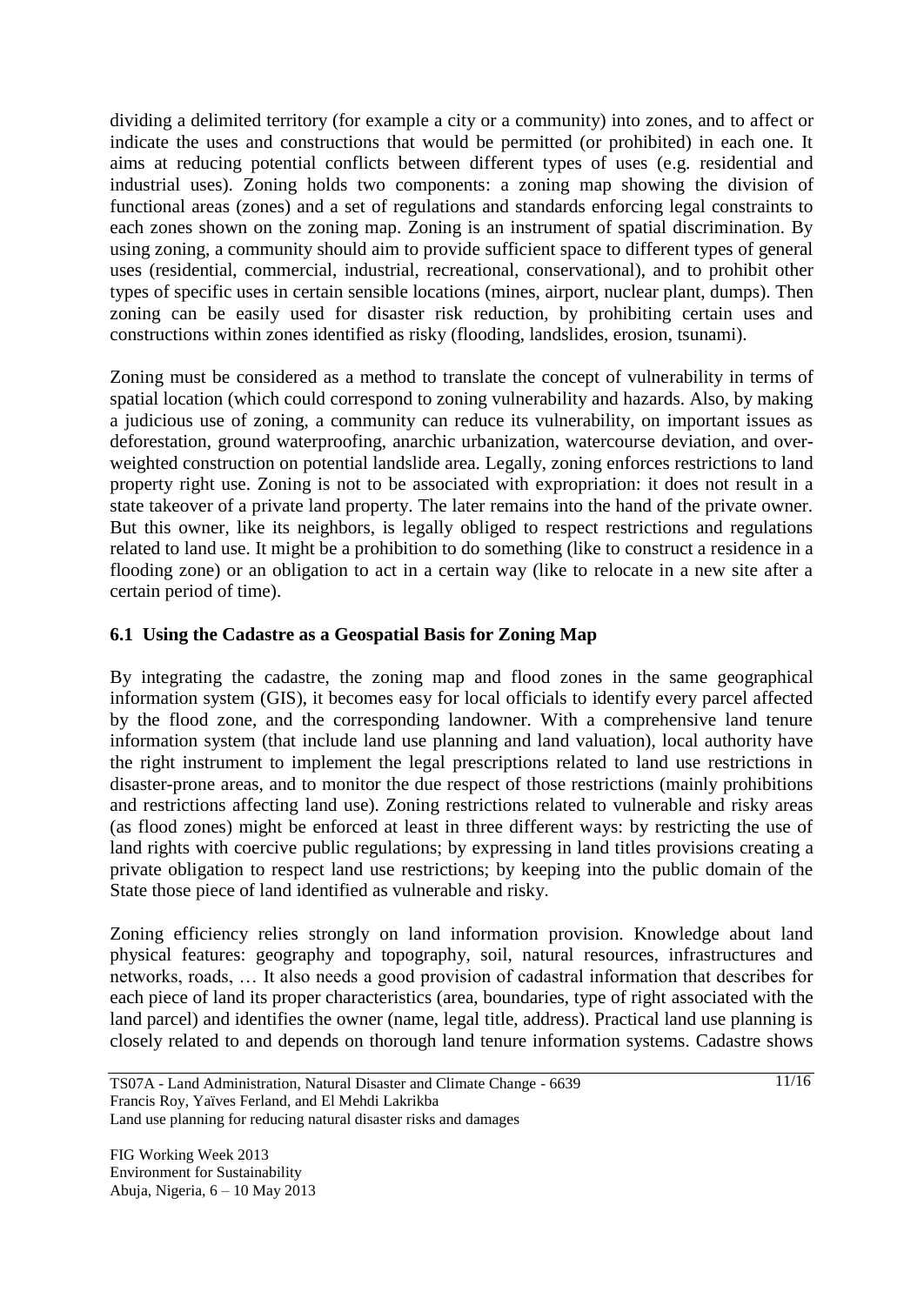dividing a delimited territory (for example a city or a community) into zones, and to affect or indicate the uses and constructions that would be permitted (or prohibited) in each one. It aims at reducing potential conflicts between different types of uses (e.g. residential and industrial uses). Zoning holds two components: a zoning map showing the division of functional areas (zones) and a set of regulations and standards enforcing legal constraints to each zones shown on the zoning map. Zoning is an instrument of spatial discrimination. By using zoning, a community should aim to provide sufficient space to different types of general uses (residential, commercial, industrial, recreational, conservational), and to prohibit other types of specific uses in certain sensible locations (mines, airport, nuclear plant, dumps). Then zoning can be easily used for disaster risk reduction, by prohibiting certain uses and constructions within zones identified as risky (flooding, landslides, erosion, tsunami).

Zoning must be considered as a method to translate the concept of vulnerability in terms of spatial location (which could correspond to zoning vulnerability and hazards. Also, by making a judicious use of zoning, a community can reduce its vulnerability, on important issues as deforestation, ground waterproofing, anarchic urbanization, watercourse deviation, and over-weighted construction on potential landslide area. Legally, zoning enforces restrictions to land property right use. Zoning is not to be associated with expropriation: it does not result in a state takeover of a private land property. The later remains into the hand of the private owner. But this owner, like its neighbors, is legally obliged to respect restrictions and regulations related to land use. It might be a prohibition to do something (like to construct a residence in a flooding zone) or an obligation to act in a certain way (like to relocate in a new site after a certain period of time).

### 6.1 Using the Cadastre as a Geospatial Basis for Zoning Map

By integrating the cadastre, the zoning map and flood zones in the same geographical information system (GIS), it becomes easy for local officials to identify every parcel affected by the flood zone, and the corresponding landowner. With a comprehensive land tenure information system (that include land use planning and land valuation), local authority have the right instrument to implement the legal prescriptions related to land use restrictions in disaster-prone areas, and to monitor the due respect of those restrictions (mainly prohibitions and restrictions affecting land use). Zoning restrictions related to vulnerable and risky areas (as flood zones) might be enforced at least in three different ways: by restricting the use of land rights with coercive public regulations; by expressing in land titles provisions creating a private obligation to respect land use restrictions; by keeping into the public domain of the State those piece of land identified as vulnerable and risky.

Zoning efficiency relies strongly on land information provision. Knowledge about land physical features: geography and topography, soil, natural resources, infrastructures and networks, roads, … It also needs a good provision of cadastral information that describes for each piece of land its proper characteristics (area, boundaries, type of right associated with the land parcel) and identifies the owner (name, legal title, address). Practical land use planning is closely related to and depends on thorough land tenure information systems. Cadastre shows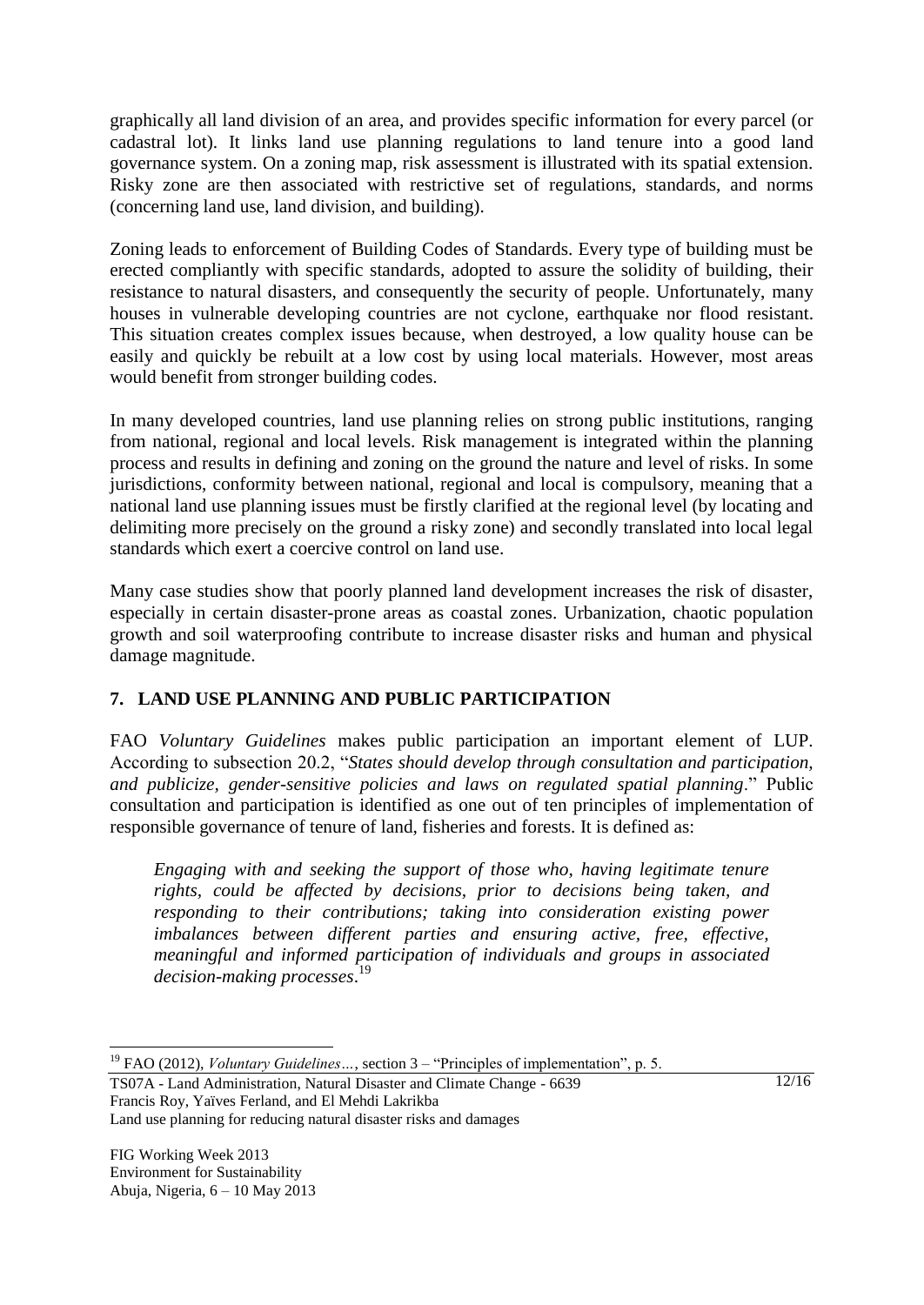graphically all land division of an area, and provides specific information for every parcel (or cadastral lot). It links land use planning regulations to land tenure into a good land governance system. On a zoning map, risk assessment is illustrated with its spatial extension. Risky zone are then associated with restrictive set of regulations, standards, and norms (concerning land use, land division, and building).

Zoning leads to enforcement of Building Codes of Standards. Every type of building must be erected compliantly with specific standards, adopted to assure the solidity of building, their resistance to natural disasters, and consequently the security of people. Unfortunately, many houses in vulnerable developing countries are not cyclone, earthquake nor flood resistant. This situation creates complex issues because, when destroyed, a low quality house can be easily and quickly be rebuilt at a low cost by using local materials. However, most areas would benefit from stronger building codes.

In many developed countries, land use planning relies on strong public institutions, ranging from national, regional and local levels. Risk management is integrated within the planning process and results in defining and zoning on the ground the nature and level of risks. In some jurisdictions, conformity between national, regional and local is compulsory, meaning that a national land use planning issues must be firstly clarified at the regional level (by locating and delimiting more precisely on the ground a risky zone) and secondly translated into local legal standards which exert a coercive control on land use.

Many case studies show that poorly planned land development increases the risk of disaster, especially in certain disaster-prone areas as coastal zones. Urbanization, chaotic population growth and soil waterproofing contribute to increase disaster risks and human and physical damage magnitude.

## 7. LAND USE PLANNING AND PUBLIC PARTICIPATION

FAO *Voluntary Guidelines* makes public participation an important element of LUP. According to subsection 20.2, "*States should develop through consultation and participation, and publicize, gender-sensitive policies and laws on regulated spatial planning*." Public consultation and participation is identified as one out of ten principles of implementation of responsible governance of tenure of land, fisheries and forests. It is defined as:

> *Engaging with and seeking the support of those who, having legitimate tenure rights, could be affected by decisions, prior to decisions being taken, and responding to their contributions; taking into consideration existing power imbalances between different parties and ensuring active, free, effective, meaningful and informed participation of individuals and groups in associated decision-making processes*.[19]

---

[19] FAO (2012), *Voluntary Guidelines…*, section 3 – "Principles of implementation", p. 5.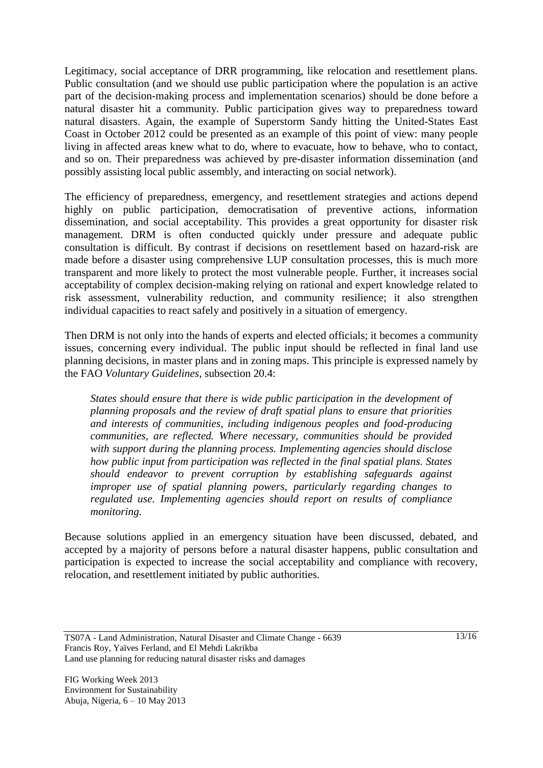Legitimacy, social acceptance of DRR programming, like relocation and resettlement plans. Public consultation (and we should use public participation where the population is an active part of the decision-making process and implementation scenarios) should be done before a natural disaster hit a community. Public participation gives way to preparedness toward natural disasters. Again, the example of Superstorm Sandy hitting the United-States East Coast in October 2012 could be presented as an example of this point of view: many people living in affected areas knew what to do, where to evacuate, how to behave, who to contact, and so on. Their preparedness was achieved by pre-disaster information dissemination (and possibly assisting local public assembly, and interacting on social network).

The efficiency of preparedness, emergency, and resettlement strategies and actions depend highly on public participation, democratisation of preventive actions, information dissemination, and social acceptability. This provides a great opportunity for disaster risk management. DRM is often conducted quickly under pressure and adequate public consultation is difficult. By contrast if decisions on resettlement based on hazard-risk are made before a disaster using comprehensive LUP consultation processes, this is much more transparent and more likely to protect the most vulnerable people. Further, it increases social acceptability of complex decision-making relying on rational and expert knowledge related to risk assessment, vulnerability reduction, and community resilience; it also strengthen individual capacities to react safely and positively in a situation of emergency.

Then DRM is not only into the hands of experts and elected officials; it becomes a community issues, concerning every individual. The public input should be reflected in final land use planning decisions, in master plans and in zoning maps. This principle is expressed namely by the FAO *Voluntary Guidelines*, subsection 20.4:

> *States should ensure that there is wide public participation in the development of planning proposals and the review of draft spatial plans to ensure that priorities and interests of communities, including indigenous peoples and food-producing communities, are reflected. Where necessary, communities should be provided with support during the planning process. Implementing agencies should disclose how public input from participation was reflected in the final spatial plans. States should endeavor to prevent corruption by establishing safeguards against improper use of spatial planning powers, particularly regarding changes to regulated use. Implementing agencies should report on results of compliance monitoring.*

Because solutions applied in an emergency situation have been discussed, debated, and accepted by a majority of persons before a natural disaster happens, public consultation and participation is expected to increase the social acceptability and compliance with recovery, relocation, and resettlement initiated by public authorities.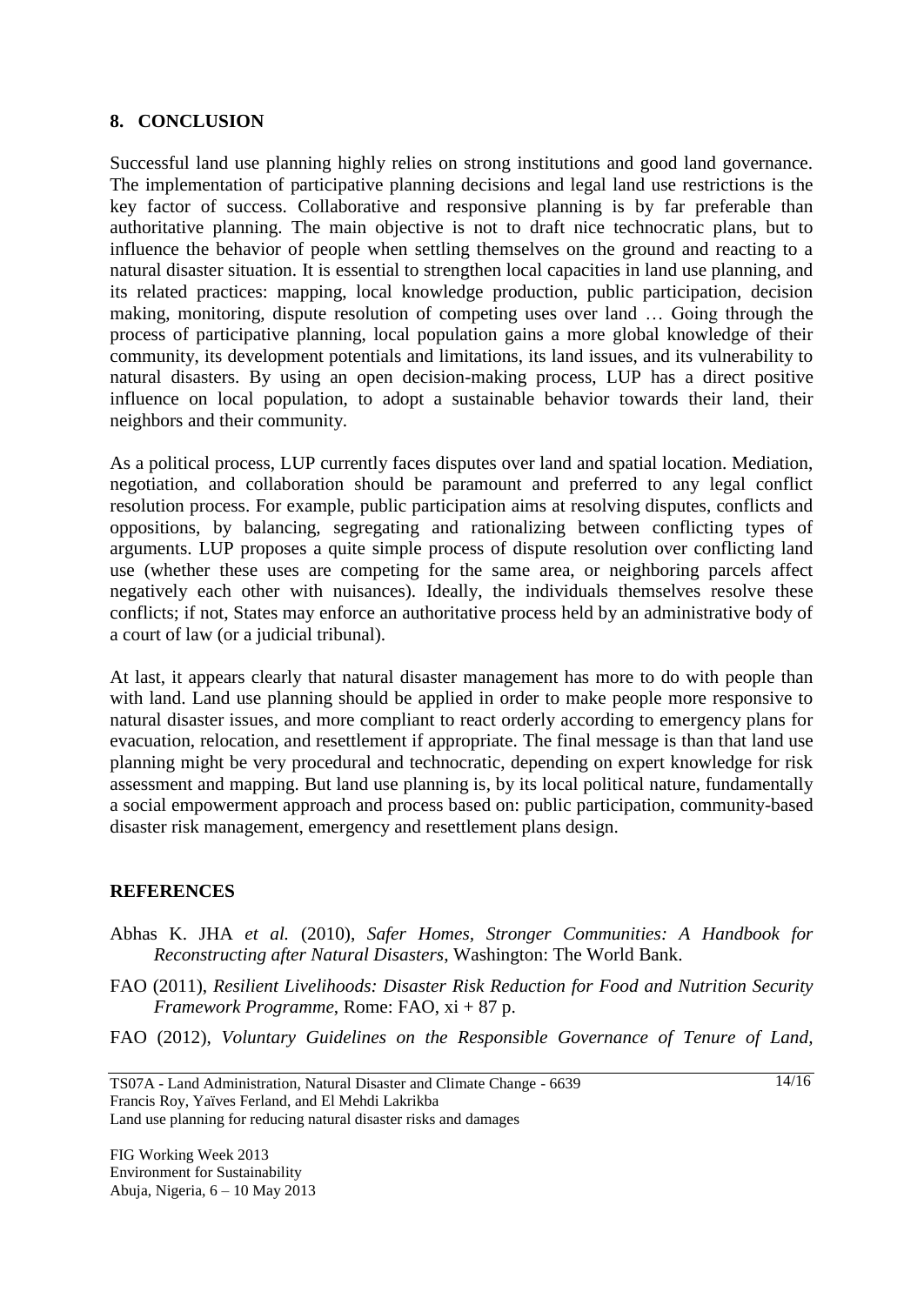## 8. CONCLUSION

Successful land use planning highly relies on strong institutions and good land governance. The implementation of participative planning decisions and legal land use restrictions is the key factor of success. Collaborative and responsive planning is by far preferable than authoritative planning. The main objective is not to draft nice technocratic plans, but to influence the behavior of people when settling themselves on the ground and reacting to a natural disaster situation. It is essential to strengthen local capacities in land use planning, and its related practices: mapping, local knowledge production, public participation, decision making, monitoring, dispute resolution of competing uses over land … Going through the process of participative planning, local population gains a more global knowledge of their community, its development potentials and limitations, its land issues, and its vulnerability to natural disasters. By using an open decision-making process, LUP has a direct positive influence on local population, to adopt a sustainable behavior towards their land, their neighbors and their community.

As a political process, LUP currently faces disputes over land and spatial location. Mediation, negotiation, and collaboration should be paramount and preferred to any legal conflict resolution process. For example, public participation aims at resolving disputes, conflicts and oppositions, by balancing, segregating and rationalizing between conflicting types of arguments. LUP proposes a quite simple process of dispute resolution over conflicting land use (whether these uses are competing for the same area, or neighboring parcels affect negatively each other with nuisances). Ideally, the individuals themselves resolve these conflicts; if not, States may enforce an authoritative process held by an administrative body of a court of law (or a judicial tribunal).

At last, it appears clearly that natural disaster management has more to do with people than with land. Land use planning should be applied in order to make people more responsive to natural disaster issues, and more compliant to react orderly according to emergency plans for evacuation, relocation, and resettlement if appropriate. The final message is than that land use planning might be very procedural and technocratic, depending on expert knowledge for risk assessment and mapping. But land use planning is, by its local political nature, fundamentally a social empowerment approach and process based on: public participation, community-based disaster risk management, emergency and resettlement plans design.

## REFERENCES

Abhas K. JHA *et al.* (2010), *Safer Homes, Stronger Communities: A Handbook for Reconstructing after Natural Disasters*, Washington: The World Bank.

FAO (2011), *Resilient Livelihoods: Disaster Risk Reduction for Food and Nutrition Security Framework Programme*, Rome: FAO, xi + 87 p.

FAO (2012), *Voluntary Guidelines on the Responsible Governance of Tenure of Land,*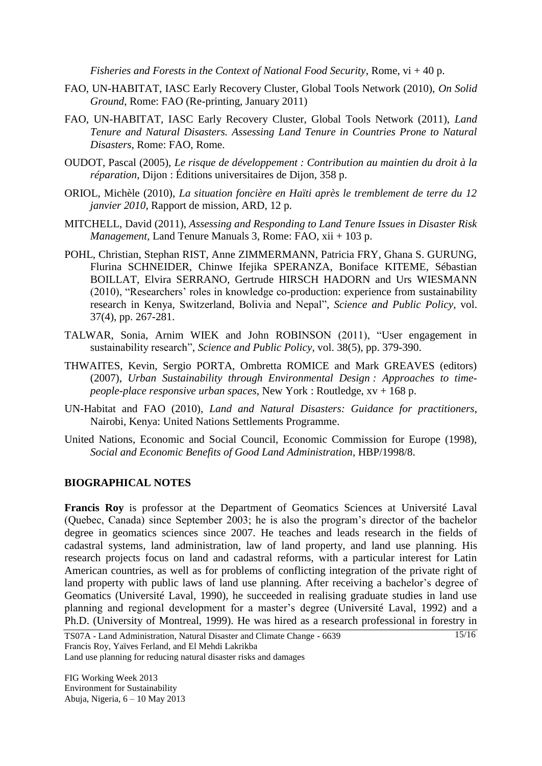*Fisheries and Forests in the Context of National Food Security*, Rome, vi + 40 p.

FAO, UN-HABITAT, IASC Early Recovery Cluster, Global Tools Network (2010), *On Solid Ground*, Rome: FAO (Re-printing, January 2011)

FAO, UN-HABITAT, IASC Early Recovery Cluster, Global Tools Network (2011), *Land Tenure and Natural Disasters. Assessing Land Tenure in Countries Prone to Natural Disasters*, Rome: FAO, Rome.

OUDOT, Pascal (2005), *Le risque de développement : Contribution au maintien du droit à la réparation*, Dijon : Éditions universitaires de Dijon, 358 p.

ORIOL, Michèle (2010), *La situation foncière en Haïti après le tremblement de terre du 12 janvier 2010*, Rapport de mission, ARD, 12 p.

MITCHELL, David (2011), *Assessing and Responding to Land Tenure Issues in Disaster Risk Management*, Land Tenure Manuals 3, Rome: FAO, xii + 103 p.

POHL, Christian, Stephan RIST, Anne ZIMMERMANN, Patricia FRY, Ghana S. GURUNG, Flurina SCHNEIDER, Chinwe Ifejika SPERANZA, Boniface KITEME, Sébastian BOILLAT, Elvira SERRANO, Gertrude HIRSCH HADORN and Urs WIESMANN (2010), "Researchers' roles in knowledge co-production: experience from sustainability research in Kenya, Switzerland, Bolivia and Nepal", *Science and Public Policy*, vol. 37(4), pp. 267-281.

TALWAR, Sonia, Arnim WIEK and John ROBINSON (2011), "User engagement in sustainability research", *Science and Public Policy*, vol. 38(5), pp. 379-390.

THWAITES, Kevin, Sergio PORTA, Ombretta ROMICE and Mark GREAVES (editors) (2007), *Urban Sustainability through Environmental Design : Approaches to time-people-place responsive urban spaces*, New York : Routledge, xv + 168 p.

UN-Habitat and FAO (2010), *Land and Natural Disasters: Guidance for practitioners*, Nairobi, Kenya: United Nations Settlements Programme.

United Nations, Economic and Social Council, Economic Commission for Europe (1998), *Social and Economic Benefits of Good Land Administration*, HBP/1998/8.

## BIOGRAPHICAL NOTES

**Francis Roy** is professor at the Department of Geomatics Sciences at Université Laval (Quebec, Canada) since September 2003; he is also the program's director of the bachelor degree in geomatics sciences since 2007. He teaches and leads research in the fields of cadastral systems, land administration, law of land property, and land use planning. His research projects focus on land and cadastral reforms, with a particular interest for Latin American countries, as well as for problems of conflicting integration of the private right of land property with public laws of land use planning. After receiving a bachelor's degree of Geomatics (Université Laval, 1990), he succeeded in realising graduate studies in land use planning and regional development for a master's degree (Université Laval, 1992) and a Ph.D. (University of Montreal, 1999). He was hired as a research professional in forestry in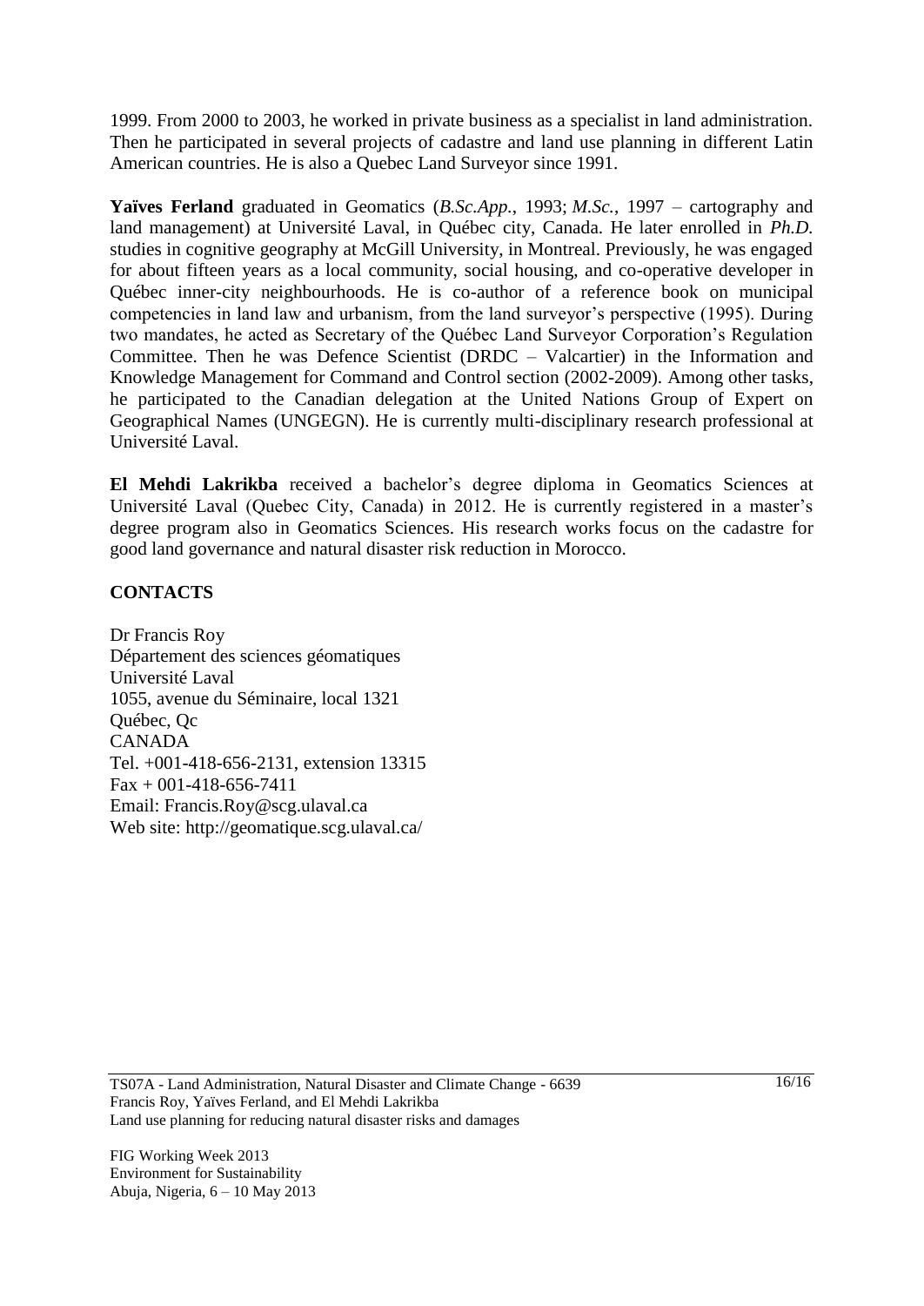1999. From 2000 to 2003, he worked in private business as a specialist in land administration. Then he participated in several projects of cadastre and land use planning in different Latin American countries. He is also a Quebec Land Surveyor since 1991.

**Yaïves Ferland** graduated in Geomatics (*B.Sc.App.*, 1993; *M.Sc.*, 1997 – cartography and land management) at Université Laval, in Québec city, Canada. He later enrolled in *Ph.D.* studies in cognitive geography at McGill University, in Montreal. Previously, he was engaged for about fifteen years as a local community, social housing, and co-operative developer in Québec inner-city neighbourhoods. He is co-author of a reference book on municipal competencies in land law and urbanism, from the land surveyor's perspective (1995). During two mandates, he acted as Secretary of the Québec Land Surveyor Corporation's Regulation Committee. Then he was Defence Scientist (DRDC – Valcartier) in the Information and Knowledge Management for Command and Control section (2002-2009). Among other tasks, he participated to the Canadian delegation at the United Nations Group of Expert on Geographical Names (UNGEGN). He is currently multi-disciplinary research professional at Université Laval.

**El Mehdi Lakrikba** received a bachelor's degree diploma in Geomatics Sciences at Université Laval (Quebec City, Canada) in 2012. He is currently registered in a master's degree program also in Geomatics Sciences. His research works focus on the cadastre for good land governance and natural disaster risk reduction in Morocco.

## CONTACTS

Dr Francis Roy
Département des sciences géomatiques
Université Laval
1055, avenue du Séminaire, local 1321
Québec, Qc
CANADA
Tel. +001-418-656-2131, extension 13315
Fax + 001-418-656-7411
Email: Francis.Roy@scg.ulaval.ca
Web site: http://geomatique.scg.ulaval.ca/